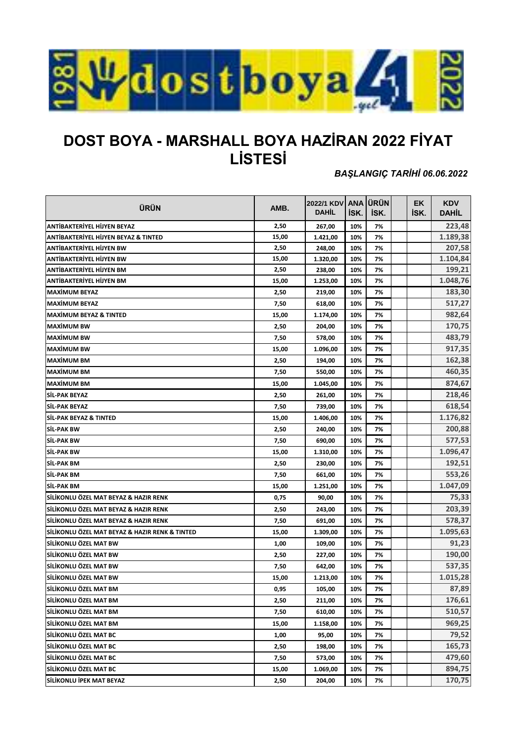# DOST BOYA - MARSHALL BOYA HAZİRAN 2022 FİYAT LİSTESİ

*BAŞLANGIÇ TARİHİ 06.06.2022*

| ÜRÜN | AMB. | 2022/1 KDV DAHİL | ANA İSK. | ÜRÜN İSK. | | EK İSK. | KDV DAHİL |
|---|---|---|---|---|---|---|---|
| ANTİBAKTERİYEL HİJYEN BEYAZ | 2,50 | 267,00 | 10% | 7% | | | 223,48 |
| ANTİBAKTERİYEL HİJYEN BEYAZ & TINTED | 15,00 | 1.421,00 | 10% | 7% | | | 1.189,38 |
| ANTİBAKTERİYEL HİJYEN BW | 2,50 | 248,00 | 10% | 7% | | | 207,58 |
| ANTİBAKTERİYEL HİJYEN BW | 15,00 | 1.320,00 | 10% | 7% | | | 1.104,84 |
| ANTİBAKTERİYEL HİJYEN BM | 2,50 | 238,00 | 10% | 7% | | | 199,21 |
| ANTİBAKTERİYEL HİJYEN BM | 15,00 | 1.253,00 | 10% | 7% | | | 1.048,76 |
| MAXİMUM BEYAZ | 2,50 | 219,00 | 10% | 7% | | | 183,30 |
| MAXİMUM BEYAZ | 7,50 | 618,00 | 10% | 7% | | | 517,27 |
| MAXİMUM BEYAZ & TINTED | 15,00 | 1.174,00 | 10% | 7% | | | 982,64 |
| MAXİMUM BW | 2,50 | 204,00 | 10% | 7% | | | 170,75 |
| MAXİMUM BW | 7,50 | 578,00 | 10% | 7% | | | 483,79 |
| MAXİMUM BW | 15,00 | 1.096,00 | 10% | 7% | | | 917,35 |
| MAXİMUM BM | 2,50 | 194,00 | 10% | 7% | | | 162,38 |
| MAXİMUM BM | 7,50 | 550,00 | 10% | 7% | | | 460,35 |
| MAXİMUM BM | 15,00 | 1.045,00 | 10% | 7% | | | 874,67 |
| SİL-PAK BEYAZ | 2,50 | 261,00 | 10% | 7% | | | 218,46 |
| SİL-PAK BEYAZ | 7,50 | 739,00 | 10% | 7% | | | 618,54 |
| SİL-PAK BEYAZ & TINTED | 15,00 | 1.406,00 | 10% | 7% | | | 1.176,82 |
| SİL-PAK BW | 2,50 | 240,00 | 10% | 7% | | | 200,88 |
| SİL-PAK BW | 7,50 | 690,00 | 10% | 7% | | | 577,53 |
| SİL-PAK BW | 15,00 | 1.310,00 | 10% | 7% | | | 1.096,47 |
| SİL-PAK BM | 2,50 | 230,00 | 10% | 7% | | | 192,51 |
| SİL-PAK BM | 7,50 | 661,00 | 10% | 7% | | | 553,26 |
| SİL-PAK BM | 15,00 | 1.251,00 | 10% | 7% | | | 1.047,09 |
| SİLİKONLU ÖZEL MAT BEYAZ & HAZIR RENK | 0,75 | 90,00 | 10% | 7% | | | 75,33 |
| SİLİKONLU ÖZEL MAT BEYAZ & HAZIR RENK | 2,50 | 243,00 | 10% | 7% | | | 203,39 |
| SİLİKONLU ÖZEL MAT BEYAZ & HAZIR RENK | 7,50 | 691,00 | 10% | 7% | | | 578,37 |
| SİLİKONLU ÖZEL MAT BEYAZ & HAZIR RENK & TINTED | 15,00 | 1.309,00 | 10% | 7% | | | 1.095,63 |
| SİLİKONLU ÖZEL MAT BW | 1,00 | 109,00 | 10% | 7% | | | 91,23 |
| SİLİKONLU ÖZEL MAT BW | 2,50 | 227,00 | 10% | 7% | | | 190,00 |
| SİLİKONLU ÖZEL MAT BW | 7,50 | 642,00 | 10% | 7% | | | 537,35 |
| SİLİKONLU ÖZEL MAT BW | 15,00 | 1.213,00 | 10% | 7% | | | 1.015,28 |
| SİLİKONLU ÖZEL MAT BM | 0,95 | 105,00 | 10% | 7% | | | 87,89 |
| SİLİKONLU ÖZEL MAT BM | 2,50 | 211,00 | 10% | 7% | | | 176,61 |
| SİLİKONLU ÖZEL MAT BM | 7,50 | 610,00 | 10% | 7% | | | 510,57 |
| SİLİKONLU ÖZEL MAT BM | 15,00 | 1.158,00 | 10% | 7% | | | 969,25 |
| SİLİKONLU ÖZEL MAT BC | 1,00 | 95,00 | 10% | 7% | | | 79,52 |
| SİLİKONLU ÖZEL MAT BC | 2,50 | 198,00 | 10% | 7% | | | 165,73 |
| SİLİKONLU ÖZEL MAT BC | 7,50 | 573,00 | 10% | 7% | | | 479,60 |
| SİLİKONLU ÖZEL MAT BC | 15,00 | 1.069,00 | 10% | 7% | | | 894,75 |
| SİLİKONLU İPEK MAT BEYAZ | 2,50 | 204,00 | 10% | 7% | | | 170,75 |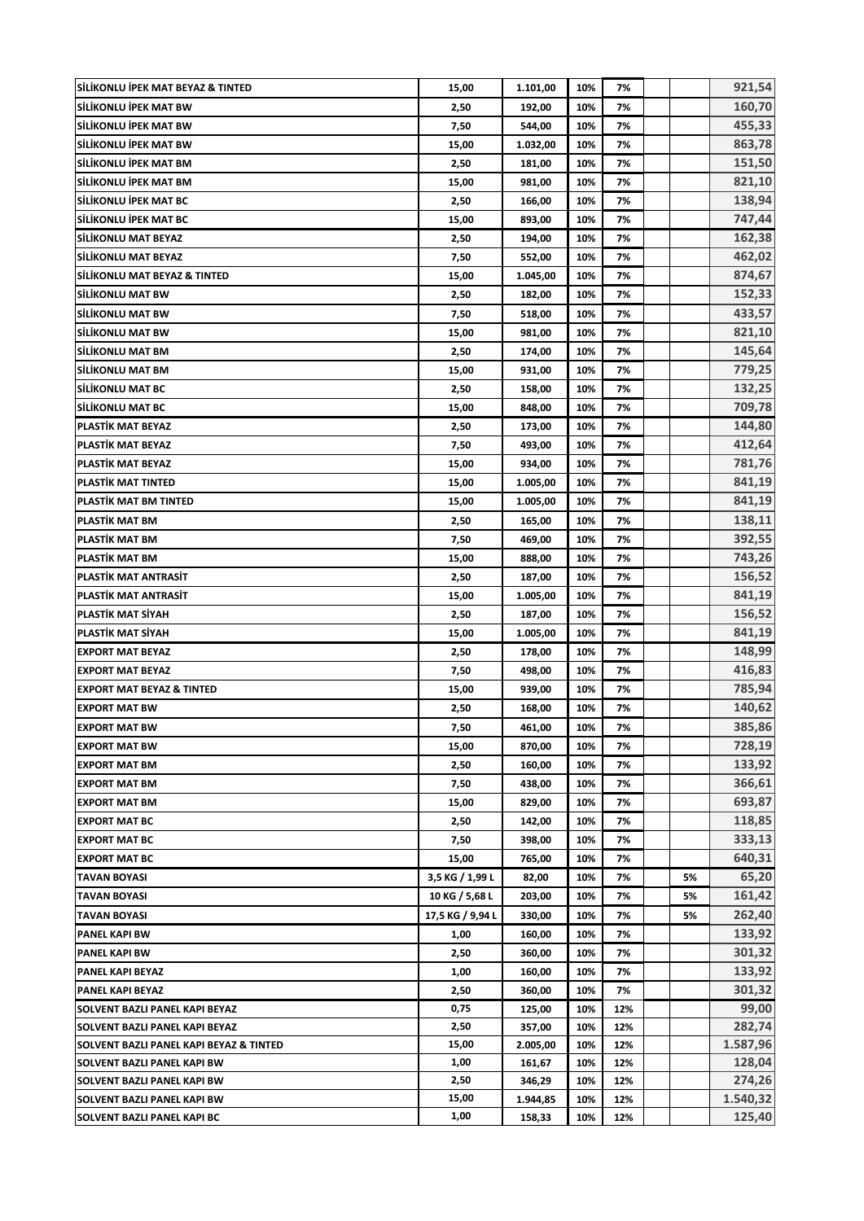| | | | | | | | |
|---|---|---|---|---|---|---|---|
| SİLİKONLU İPEK MAT BEYAZ & TINTED | 15,00 | 1.101,00 | 10% | 7% | | | 921,54 |
| SİLİKONLU İPEK MAT BW | 2,50 | 192,00 | 10% | 7% | | | 160,70 |
| SİLİKONLU İPEK MAT BW | 7,50 | 544,00 | 10% | 7% | | | 455,33 |
| SİLİKONLU İPEK MAT BW | 15,00 | 1.032,00 | 10% | 7% | | | 863,78 |
| SİLİKONLU İPEK MAT BM | 2,50 | 181,00 | 10% | 7% | | | 151,50 |
| SİLİKONLU İPEK MAT BM | 15,00 | 981,00 | 10% | 7% | | | 821,10 |
| SİLİKONLU İPEK MAT BC | 2,50 | 166,00 | 10% | 7% | | | 138,94 |
| SİLİKONLU İPEK MAT BC | 15,00 | 893,00 | 10% | 7% | | | 747,44 |
| SİLİKONLU MAT BEYAZ | 2,50 | 194,00 | 10% | 7% | | | 162,38 |
| SİLİKONLU MAT BEYAZ | 7,50 | 552,00 | 10% | 7% | | | 462,02 |
| SİLİKONLU MAT BEYAZ & TINTED | 15,00 | 1.045,00 | 10% | 7% | | | 874,67 |
| SİLİKONLU MAT BW | 2,50 | 182,00 | 10% | 7% | | | 152,33 |
| SİLİKONLU MAT BW | 7,50 | 518,00 | 10% | 7% | | | 433,57 |
| SİLİKONLU MAT BW | 15,00 | 981,00 | 10% | 7% | | | 821,10 |
| SİLİKONLU MAT BM | 2,50 | 174,00 | 10% | 7% | | | 145,64 |
| SİLİKONLU MAT BM | 15,00 | 931,00 | 10% | 7% | | | 779,25 |
| SİLİKONLU MAT BC | 2,50 | 158,00 | 10% | 7% | | | 132,25 |
| SİLİKONLU MAT BC | 15,00 | 848,00 | 10% | 7% | | | 709,78 |
| PLASTİK MAT BEYAZ | 2,50 | 173,00 | 10% | 7% | | | 144,80 |
| PLASTİK MAT BEYAZ | 7,50 | 493,00 | 10% | 7% | | | 412,64 |
| PLASTİK MAT BEYAZ | 15,00 | 934,00 | 10% | 7% | | | 781,76 |
| PLASTİK MAT TINTED | 15,00 | 1.005,00 | 10% | 7% | | | 841,19 |
| PLASTİK MAT BM TINTED | 15,00 | 1.005,00 | 10% | 7% | | | 841,19 |
| PLASTİK MAT BM | 2,50 | 165,00 | 10% | 7% | | | 138,11 |
| PLASTİK MAT BM | 7,50 | 469,00 | 10% | 7% | | | 392,55 |
| PLASTİK MAT BM | 15,00 | 888,00 | 10% | 7% | | | 743,26 |
| PLASTİK MAT ANTRASİT | 2,50 | 187,00 | 10% | 7% | | | 156,52 |
| PLASTİK MAT ANTRASİT | 15,00 | 1.005,00 | 10% | 7% | | | 841,19 |
| PLASTİK MAT SİYAH | 2,50 | 187,00 | 10% | 7% | | | 156,52 |
| PLASTİK MAT SİYAH | 15,00 | 1.005,00 | 10% | 7% | | | 841,19 |
| EXPORT MAT BEYAZ | 2,50 | 178,00 | 10% | 7% | | | 148,99 |
| EXPORT MAT BEYAZ | 7,50 | 498,00 | 10% | 7% | | | 416,83 |
| EXPORT MAT BEYAZ & TINTED | 15,00 | 939,00 | 10% | 7% | | | 785,94 |
| EXPORT MAT BW | 2,50 | 168,00 | 10% | 7% | | | 140,62 |
| EXPORT MAT BW | 7,50 | 461,00 | 10% | 7% | | | 385,86 |
| EXPORT MAT BW | 15,00 | 870,00 | 10% | 7% | | | 728,19 |
| EXPORT MAT BM | 2,50 | 160,00 | 10% | 7% | | | 133,92 |
| EXPORT MAT BM | 7,50 | 438,00 | 10% | 7% | | | 366,61 |
| EXPORT MAT BM | 15,00 | 829,00 | 10% | 7% | | | 693,87 |
| EXPORT MAT BC | 2,50 | 142,00 | 10% | 7% | | | 118,85 |
| EXPORT MAT BC | 7,50 | 398,00 | 10% | 7% | | | 333,13 |
| EXPORT MAT BC | 15,00 | 765,00 | 10% | 7% | | | 640,31 |
| TAVAN BOYASI | 3,5 KG / 1,99 L | 82,00 | 10% | 7% | | 5% | 65,20 |
| TAVAN BOYASI | 10 KG / 5,68 L | 203,00 | 10% | 7% | | 5% | 161,42 |
| TAVAN BOYASI | 17,5 KG / 9,94 L | 330,00 | 10% | 7% | | 5% | 262,40 |
| PANEL KAPI BW | 1,00 | 160,00 | 10% | 7% | | | 133,92 |
| PANEL KAPI BW | 2,50 | 360,00 | 10% | 7% | | | 301,32 |
| PANEL KAPI BEYAZ | 1,00 | 160,00 | 10% | 7% | | | 133,92 |
| PANEL KAPI BEYAZ | 2,50 | 360,00 | 10% | 7% | | | 301,32 |
| SOLVENT BAZLI PANEL KAPI BEYAZ | 0,75 | 125,00 | 10% | 12% | | | 99,00 |
| SOLVENT BAZLI PANEL KAPI BEYAZ | 2,50 | 357,00 | 10% | 12% | | | 282,74 |
| SOLVENT BAZLI PANEL KAPI BEYAZ & TINTED | 15,00 | 2.005,00 | 10% | 12% | | | 1.587,96 |
| SOLVENT BAZLI PANEL KAPI BW | 1,00 | 161,67 | 10% | 12% | | | 128,04 |
| SOLVENT BAZLI PANEL KAPI BW | 2,50 | 346,29 | 10% | 12% | | | 274,26 |
| SOLVENT BAZLI PANEL KAPI BW | 15,00 | 1.944,85 | 10% | 12% | | | 1.540,32 |
| SOLVENT BAZLI PANEL KAPI BC | 1,00 | 158,33 | 10% | 12% | | | 125,40 |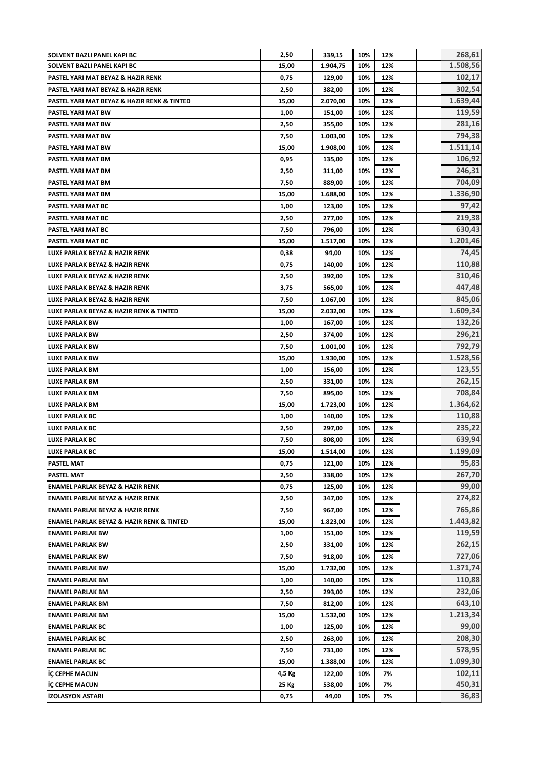| | | | | | | | |
|---|---|---|---|---|---|---|---|
| SOLVENT BAZLI PANEL KAPI BC | 2,50 | 339,15 | 10% | 12% | | | 268,61 |
| SOLVENT BAZLI PANEL KAPI BC | 15,00 | 1.904,75 | 10% | 12% | | | 1.508,56 |
| PASTEL YARI MAT BEYAZ & HAZIR RENK | 0,75 | 129,00 | 10% | 12% | | | 102,17 |
| PASTEL YARI MAT BEYAZ & HAZIR RENK | 2,50 | 382,00 | 10% | 12% | | | 302,54 |
| PASTEL YARI MAT BEYAZ & HAZIR RENK & TINTED | 15,00 | 2.070,00 | 10% | 12% | | | 1.639,44 |
| PASTEL YARI MAT BW | 1,00 | 151,00 | 10% | 12% | | | 119,59 |
| PASTEL YARI MAT BW | 2,50 | 355,00 | 10% | 12% | | | 281,16 |
| PASTEL YARI MAT BW | 7,50 | 1.003,00 | 10% | 12% | | | 794,38 |
| PASTEL YARI MAT BW | 15,00 | 1.908,00 | 10% | 12% | | | 1.511,14 |
| PASTEL YARI MAT BM | 0,95 | 135,00 | 10% | 12% | | | 106,92 |
| PASTEL YARI MAT BM | 2,50 | 311,00 | 10% | 12% | | | 246,31 |
| PASTEL YARI MAT BM | 7,50 | 889,00 | 10% | 12% | | | 704,09 |
| PASTEL YARI MAT BM | 15,00 | 1.688,00 | 10% | 12% | | | 1.336,90 |
| PASTEL YARI MAT BC | 1,00 | 123,00 | 10% | 12% | | | 97,42 |
| PASTEL YARI MAT BC | 2,50 | 277,00 | 10% | 12% | | | 219,38 |
| PASTEL YARI MAT BC | 7,50 | 796,00 | 10% | 12% | | | 630,43 |
| PASTEL YARI MAT BC | 15,00 | 1.517,00 | 10% | 12% | | | 1.201,46 |
| LUXE PARLAK BEYAZ & HAZIR RENK | 0,38 | 94,00 | 10% | 12% | | | 74,45 |
| LUXE PARLAK BEYAZ & HAZIR RENK | 0,75 | 140,00 | 10% | 12% | | | 110,88 |
| LUXE PARLAK BEYAZ & HAZIR RENK | 2,50 | 392,00 | 10% | 12% | | | 310,46 |
| LUXE PARLAK BEYAZ & HAZIR RENK | 3,75 | 565,00 | 10% | 12% | | | 447,48 |
| LUXE PARLAK BEYAZ & HAZIR RENK | 7,50 | 1.067,00 | 10% | 12% | | | 845,06 |
| LUXE PARLAK BEYAZ & HAZIR RENK & TINTED | 15,00 | 2.032,00 | 10% | 12% | | | 1.609,34 |
| LUXE PARLAK BW | 1,00 | 167,00 | 10% | 12% | | | 132,26 |
| LUXE PARLAK BW | 2,50 | 374,00 | 10% | 12% | | | 296,21 |
| LUXE PARLAK BW | 7,50 | 1.001,00 | 10% | 12% | | | 792,79 |
| LUXE PARLAK BW | 15,00 | 1.930,00 | 10% | 12% | | | 1.528,56 |
| LUXE PARLAK BM | 1,00 | 156,00 | 10% | 12% | | | 123,55 |
| LUXE PARLAK BM | 2,50 | 331,00 | 10% | 12% | | | 262,15 |
| LUXE PARLAK BM | 7,50 | 895,00 | 10% | 12% | | | 708,84 |
| LUXE PARLAK BM | 15,00 | 1.723,00 | 10% | 12% | | | 1.364,62 |
| LUXE PARLAK BC | 1,00 | 140,00 | 10% | 12% | | | 110,88 |
| LUXE PARLAK BC | 2,50 | 297,00 | 10% | 12% | | | 235,22 |
| LUXE PARLAK BC | 7,50 | 808,00 | 10% | 12% | | | 639,94 |
| LUXE PARLAK BC | 15,00 | 1.514,00 | 10% | 12% | | | 1.199,09 |
| PASTEL MAT | 0,75 | 121,00 | 10% | 12% | | | 95,83 |
| PASTEL MAT | 2,50 | 338,00 | 10% | 12% | | | 267,70 |
| ENAMEL PARLAK BEYAZ & HAZIR RENK | 0,75 | 125,00 | 10% | 12% | | | 99,00 |
| ENAMEL PARLAK BEYAZ & HAZIR RENK | 2,50 | 347,00 | 10% | 12% | | | 274,82 |
| ENAMEL PARLAK BEYAZ & HAZIR RENK | 7,50 | 967,00 | 10% | 12% | | | 765,86 |
| ENAMEL PARLAK BEYAZ & HAZIR RENK & TINTED | 15,00 | 1.823,00 | 10% | 12% | | | 1.443,82 |
| ENAMEL PARLAK BW | 1,00 | 151,00 | 10% | 12% | | | 119,59 |
| ENAMEL PARLAK BW | 2,50 | 331,00 | 10% | 12% | | | 262,15 |
| ENAMEL PARLAK BW | 7,50 | 918,00 | 10% | 12% | | | 727,06 |
| ENAMEL PARLAK BW | 15,00 | 1.732,00 | 10% | 12% | | | 1.371,74 |
| ENAMEL PARLAK BM | 1,00 | 140,00 | 10% | 12% | | | 110,88 |
| ENAMEL PARLAK BM | 2,50 | 293,00 | 10% | 12% | | | 232,06 |
| ENAMEL PARLAK BM | 7,50 | 812,00 | 10% | 12% | | | 643,10 |
| ENAMEL PARLAK BM | 15,00 | 1.532,00 | 10% | 12% | | | 1.213,34 |
| ENAMEL PARLAK BC | 1,00 | 125,00 | 10% | 12% | | | 99,00 |
| ENAMEL PARLAK BC | 2,50 | 263,00 | 10% | 12% | | | 208,30 |
| ENAMEL PARLAK BC | 7,50 | 731,00 | 10% | 12% | | | 578,95 |
| ENAMEL PARLAK BC | 15,00 | 1.388,00 | 10% | 12% | | | 1.099,30 |
| İÇ CEPHE MACUN | 4,5 Kg | 122,00 | 10% | 7% | | | 102,11 |
| İÇ CEPHE MACUN | 25 Kg | 538,00 | 10% | 7% | | | 450,31 |
| İZOLASYON ASTARI | 0,75 | 44,00 | 10% | 7% | | | 36,83 |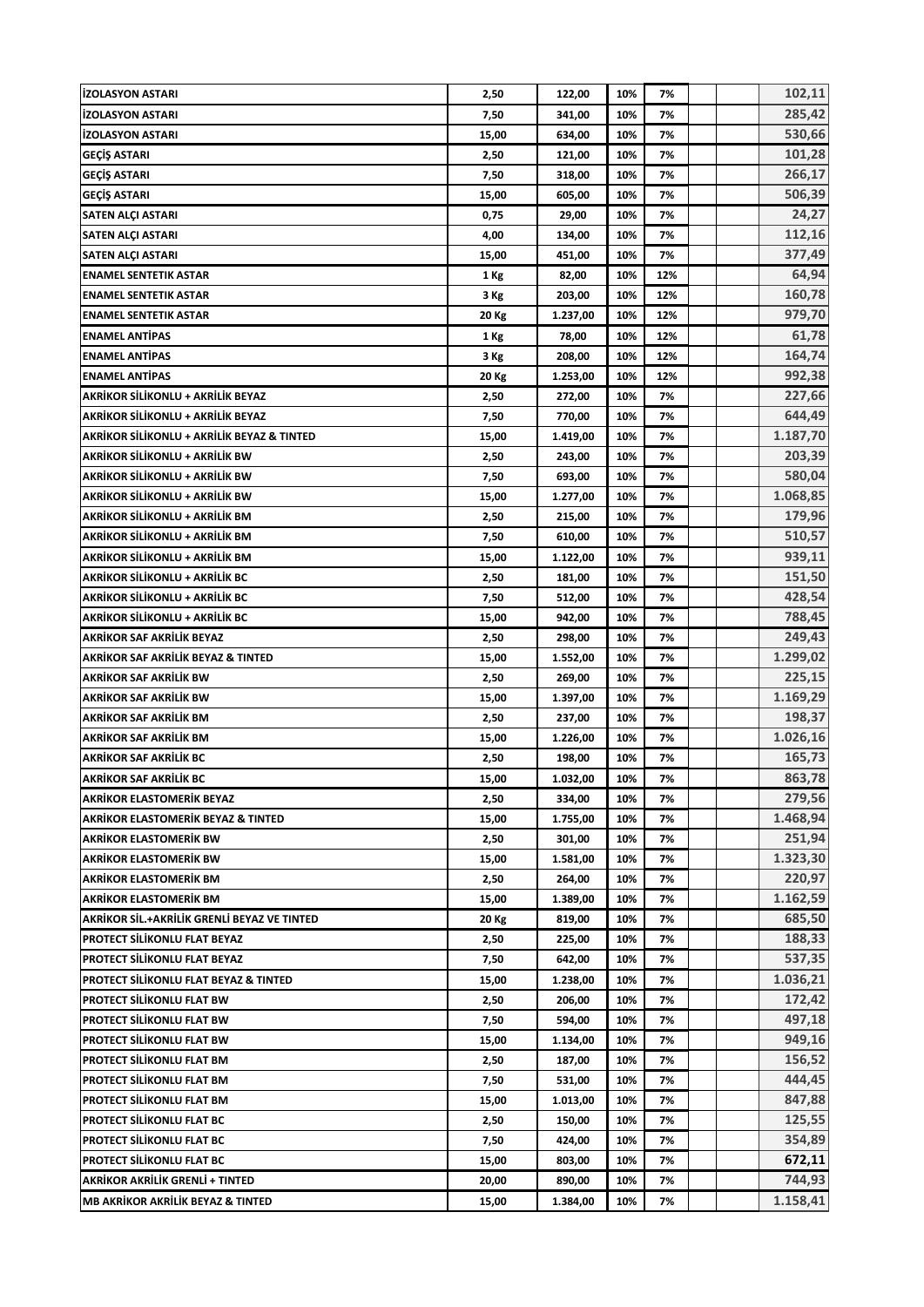| | | | | | | | |
|---|---|---|---|---|---|---|---|
| İZOLASYON ASTARI | 2,50 | 122,00 | 10% | 7% | | | 102,11 |
| İZOLASYON ASTARI | 7,50 | 341,00 | 10% | 7% | | | 285,42 |
| İZOLASYON ASTARI | 15,00 | 634,00 | 10% | 7% | | | 530,66 |
| GEÇİŞ ASTARI | 2,50 | 121,00 | 10% | 7% | | | 101,28 |
| GEÇİŞ ASTARI | 7,50 | 318,00 | 10% | 7% | | | 266,17 |
| GEÇİŞ ASTARI | 15,00 | 605,00 | 10% | 7% | | | 506,39 |
| SATEN ALÇI ASTARI | 0,75 | 29,00 | 10% | 7% | | | 24,27 |
| SATEN ALÇI ASTARI | 4,00 | 134,00 | 10% | 7% | | | 112,16 |
| SATEN ALÇI ASTARI | 15,00 | 451,00 | 10% | 7% | | | 377,49 |
| ENAMEL SENTETIK ASTAR | 1 Kg | 82,00 | 10% | 12% | | | 64,94 |
| ENAMEL SENTETIK ASTAR | 3 Kg | 203,00 | 10% | 12% | | | 160,78 |
| ENAMEL SENTETIK ASTAR | 20 Kg | 1.237,00 | 10% | 12% | | | 979,70 |
| ENAMEL ANTİPAS | 1 Kg | 78,00 | 10% | 12% | | | 61,78 |
| ENAMEL ANTİPAS | 3 Kg | 208,00 | 10% | 12% | | | 164,74 |
| ENAMEL ANTİPAS | 20 Kg | 1.253,00 | 10% | 12% | | | 992,38 |
| AKRİKOR SİLİKONLU + AKRİLİK BEYAZ | 2,50 | 272,00 | 10% | 7% | | | 227,66 |
| AKRİKOR SİLİKONLU + AKRİLİK BEYAZ | 7,50 | 770,00 | 10% | 7% | | | 644,49 |
| AKRİKOR SİLİKONLU + AKRİLİK BEYAZ & TINTED | 15,00 | 1.419,00 | 10% | 7% | | | 1.187,70 |
| AKRİKOR SİLİKONLU + AKRİLİK BW | 2,50 | 243,00 | 10% | 7% | | | 203,39 |
| AKRİKOR SİLİKONLU + AKRİLİK BW | 7,50 | 693,00 | 10% | 7% | | | 580,04 |
| AKRİKOR SİLİKONLU + AKRİLİK BW | 15,00 | 1.277,00 | 10% | 7% | | | 1.068,85 |
| AKRİKOR SİLİKONLU + AKRİLİK BM | 2,50 | 215,00 | 10% | 7% | | | 179,96 |
| AKRİKOR SİLİKONLU + AKRİLİK BM | 7,50 | 610,00 | 10% | 7% | | | 510,57 |
| AKRİKOR SİLİKONLU + AKRİLİK BM | 15,00 | 1.122,00 | 10% | 7% | | | 939,11 |
| AKRİKOR SİLİKONLU + AKRİLİK BC | 2,50 | 181,00 | 10% | 7% | | | 151,50 |
| AKRİKOR SİLİKONLU + AKRİLİK BC | 7,50 | 512,00 | 10% | 7% | | | 428,54 |
| AKRİKOR SİLİKONLU + AKRİLİK BC | 15,00 | 942,00 | 10% | 7% | | | 788,45 |
| AKRİKOR SAF AKRİLİK BEYAZ | 2,50 | 298,00 | 10% | 7% | | | 249,43 |
| AKRİKOR SAF AKRİLİK BEYAZ & TINTED | 15,00 | 1.552,00 | 10% | 7% | | | 1.299,02 |
| AKRİKOR SAF AKRİLİK BW | 2,50 | 269,00 | 10% | 7% | | | 225,15 |
| AKRİKOR SAF AKRİLİK BW | 15,00 | 1.397,00 | 10% | 7% | | | 1.169,29 |
| AKRİKOR SAF AKRİLİK BM | 2,50 | 237,00 | 10% | 7% | | | 198,37 |
| AKRİKOR SAF AKRİLİK BM | 15,00 | 1.226,00 | 10% | 7% | | | 1.026,16 |
| AKRİKOR SAF AKRİLİK BC | 2,50 | 198,00 | 10% | 7% | | | 165,73 |
| AKRİKOR SAF AKRİLİK BC | 15,00 | 1.032,00 | 10% | 7% | | | 863,78 |
| AKRİKOR ELASTOMERİK BEYAZ | 2,50 | 334,00 | 10% | 7% | | | 279,56 |
| AKRİKOR ELASTOMERİK BEYAZ & TINTED | 15,00 | 1.755,00 | 10% | 7% | | | 1.468,94 |
| AKRİKOR ELASTOMERİK BW | 2,50 | 301,00 | 10% | 7% | | | 251,94 |
| AKRİKOR ELASTOMERİK BW | 15,00 | 1.581,00 | 10% | 7% | | | 1.323,30 |
| AKRİKOR ELASTOMERİK BM | 2,50 | 264,00 | 10% | 7% | | | 220,97 |
| AKRİKOR ELASTOMERİK BM | 15,00 | 1.389,00 | 10% | 7% | | | 1.162,59 |
| AKRİKOR SİL.+AKRİLİK GRENLİ BEYAZ VE TINTED | 20 Kg | 819,00 | 10% | 7% | | | 685,50 |
| PROTECT SİLİKONLU FLAT BEYAZ | 2,50 | 225,00 | 10% | 7% | | | 188,33 |
| PROTECT SİLİKONLU FLAT BEYAZ | 7,50 | 642,00 | 10% | 7% | | | 537,35 |
| PROTECT SİLİKONLU FLAT BEYAZ & TINTED | 15,00 | 1.238,00 | 10% | 7% | | | 1.036,21 |
| PROTECT SİLİKONLU FLAT BW | 2,50 | 206,00 | 10% | 7% | | | 172,42 |
| PROTECT SİLİKONLU FLAT BW | 7,50 | 594,00 | 10% | 7% | | | 497,18 |
| PROTECT SİLİKONLU FLAT BW | 15,00 | 1.134,00 | 10% | 7% | | | 949,16 |
| PROTECT SİLİKONLU FLAT BM | 2,50 | 187,00 | 10% | 7% | | | 156,52 |
| PROTECT SİLİKONLU FLAT BM | 7,50 | 531,00 | 10% | 7% | | | 444,45 |
| PROTECT SİLİKONLU FLAT BM | 15,00 | 1.013,00 | 10% | 7% | | | 847,88 |
| PROTECT SİLİKONLU FLAT BC | 2,50 | 150,00 | 10% | 7% | | | 125,55 |
| PROTECT SİLİKONLU FLAT BC | 7,50 | 424,00 | 10% | 7% | | | 354,89 |
| PROTECT SİLİKONLU FLAT BC | 15,00 | 803,00 | 10% | 7% | | | 672,11 |
| AKRİKOR AKRİLİK GRENLİ + TINTED | 20,00 | 890,00 | 10% | 7% | | | 744,93 |
| MB AKRİKOR AKRİLİK BEYAZ & TINTED | 15,00 | 1.384,00 | 10% | 7% | | | 1.158,41 |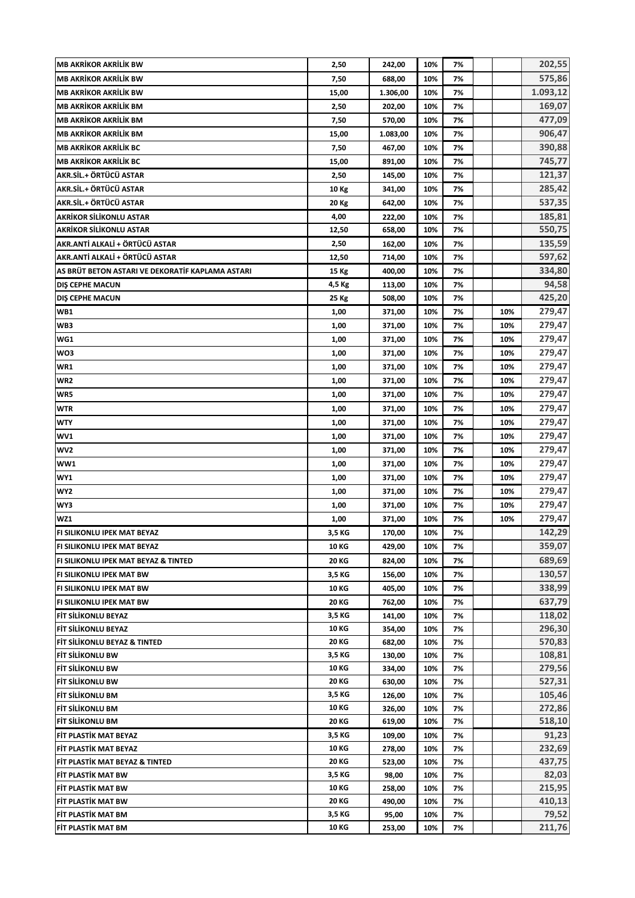| | | | | | | | |
|---|---|---|---|---|---|---|---|
| MB AKRİKOR AKRİLİK BW | 2,50 | 242,00 | 10% | 7% | | | 202,55 |
| MB AKRİKOR AKRİLİK BW | 7,50 | 688,00 | 10% | 7% | | | 575,86 |
| MB AKRİKOR AKRİLİK BW | 15,00 | 1.306,00 | 10% | 7% | | | 1.093,12 |
| MB AKRİKOR AKRİLİK BM | 2,50 | 202,00 | 10% | 7% | | | 169,07 |
| MB AKRİKOR AKRİLİK BM | 7,50 | 570,00 | 10% | 7% | | | 477,09 |
| MB AKRİKOR AKRİLİK BM | 15,00 | 1.083,00 | 10% | 7% | | | 906,47 |
| MB AKRİKOR AKRİLİK BC | 7,50 | 467,00 | 10% | 7% | | | 390,88 |
| MB AKRİKOR AKRİLİK BC | 15,00 | 891,00 | 10% | 7% | | | 745,77 |
| AKR.SİL.+ ÖRTÜCÜ ASTAR | 2,50 | 145,00 | 10% | 7% | | | 121,37 |
| AKR.SİL.+ ÖRTÜCÜ ASTAR | 10 Kg | 341,00 | 10% | 7% | | | 285,42 |
| AKR.SİL.+ ÖRTÜCÜ ASTAR | 20 Kg | 642,00 | 10% | 7% | | | 537,35 |
| AKRİKOR SİLİKONLU ASTAR | 4,00 | 222,00 | 10% | 7% | | | 185,81 |
| AKRİKOR SİLİKONLU ASTAR | 12,50 | 658,00 | 10% | 7% | | | 550,75 |
| AKR.ANTİ ALKALİ + ÖRTÜCÜ ASTAR | 2,50 | 162,00 | 10% | 7% | | | 135,59 |
| AKR.ANTİ ALKALİ + ÖRTÜCÜ ASTAR | 12,50 | 714,00 | 10% | 7% | | | 597,62 |
| AS BRÜT BETON ASTARI VE DEKORATİF KAPLAMA ASTARI | 15 Kg | 400,00 | 10% | 7% | | | 334,80 |
| DIŞ CEPHE MACUN | 4,5 Kg | 113,00 | 10% | 7% | | | 94,58 |
| DIŞ CEPHE MACUN | 25 Kg | 508,00 | 10% | 7% | | | 425,20 |
| WB1 | 1,00 | 371,00 | 10% | 7% | | 10% | 279,47 |
| WB3 | 1,00 | 371,00 | 10% | 7% | | 10% | 279,47 |
| WG1 | 1,00 | 371,00 | 10% | 7% | | 10% | 279,47 |
| WO3 | 1,00 | 371,00 | 10% | 7% | | 10% | 279,47 |
| WR1 | 1,00 | 371,00 | 10% | 7% | | 10% | 279,47 |
| WR2 | 1,00 | 371,00 | 10% | 7% | | 10% | 279,47 |
| WR5 | 1,00 | 371,00 | 10% | 7% | | 10% | 279,47 |
| WTR | 1,00 | 371,00 | 10% | 7% | | 10% | 279,47 |
| WTY | 1,00 | 371,00 | 10% | 7% | | 10% | 279,47 |
| WV1 | 1,00 | 371,00 | 10% | 7% | | 10% | 279,47 |
| WV2 | 1,00 | 371,00 | 10% | 7% | | 10% | 279,47 |
| WW1 | 1,00 | 371,00 | 10% | 7% | | 10% | 279,47 |
| WY1 | 1,00 | 371,00 | 10% | 7% | | 10% | 279,47 |
| WY2 | 1,00 | 371,00 | 10% | 7% | | 10% | 279,47 |
| WY3 | 1,00 | 371,00 | 10% | 7% | | 10% | 279,47 |
| WZ1 | 1,00 | 371,00 | 10% | 7% | | 10% | 279,47 |
| FI SILIKONLU IPEK MAT BEYAZ | 3,5 KG | 170,00 | 10% | 7% | | | 142,29 |
| FI SILIKONLU IPEK MAT BEYAZ | 10 KG | 429,00 | 10% | 7% | | | 359,07 |
| FI SILIKONLU IPEK MAT BEYAZ & TINTED | 20 KG | 824,00 | 10% | 7% | | | 689,69 |
| FI SILIKONLU IPEK MAT BW | 3,5 KG | 156,00 | 10% | 7% | | | 130,57 |
| FI SILIKONLU IPEK MAT BW | 10 KG | 405,00 | 10% | 7% | | | 338,99 |
| FI SILIKONLU IPEK MAT BW | 20 KG | 762,00 | 10% | 7% | | | 637,79 |
| FİT SİLİKONLU BEYAZ | 3,5 KG | 141,00 | 10% | 7% | | | 118,02 |
| FİT SİLİKONLU BEYAZ | 10 KG | 354,00 | 10% | 7% | | | 296,30 |
| FİT SİLİKONLU BEYAZ & TINTED | 20 KG | 682,00 | 10% | 7% | | | 570,83 |
| FİT SİLİKONLU BW | 3,5 KG | 130,00 | 10% | 7% | | | 108,81 |
| FİT SİLİKONLU BW | 10 KG | 334,00 | 10% | 7% | | | 279,56 |
| FİT SİLİKONLU BW | 20 KG | 630,00 | 10% | 7% | | | 527,31 |
| FİT SİLİKONLU BM | 3,5 KG | 126,00 | 10% | 7% | | | 105,46 |
| FİT SİLİKONLU BM | 10 KG | 326,00 | 10% | 7% | | | 272,86 |
| FİT SİLİKONLU BM | 20 KG | 619,00 | 10% | 7% | | | 518,10 |
| FİT PLASTİK MAT BEYAZ | 3,5 KG | 109,00 | 10% | 7% | | | 91,23 |
| FİT PLASTİK MAT BEYAZ | 10 KG | 278,00 | 10% | 7% | | | 232,69 |
| FİT PLASTİK MAT BEYAZ & TINTED | 20 KG | 523,00 | 10% | 7% | | | 437,75 |
| FİT PLASTİK MAT BW | 3,5 KG | 98,00 | 10% | 7% | | | 82,03 |
| FİT PLASTİK MAT BW | 10 KG | 258,00 | 10% | 7% | | | 215,95 |
| FİT PLASTİK MAT BW | 20 KG | 490,00 | 10% | 7% | | | 410,13 |
| FİT PLASTİK MAT BM | 3,5 KG | 95,00 | 10% | 7% | | | 79,52 |
| FİT PLASTİK MAT BM | 10 KG | 253,00 | 10% | 7% | | | 211,76 |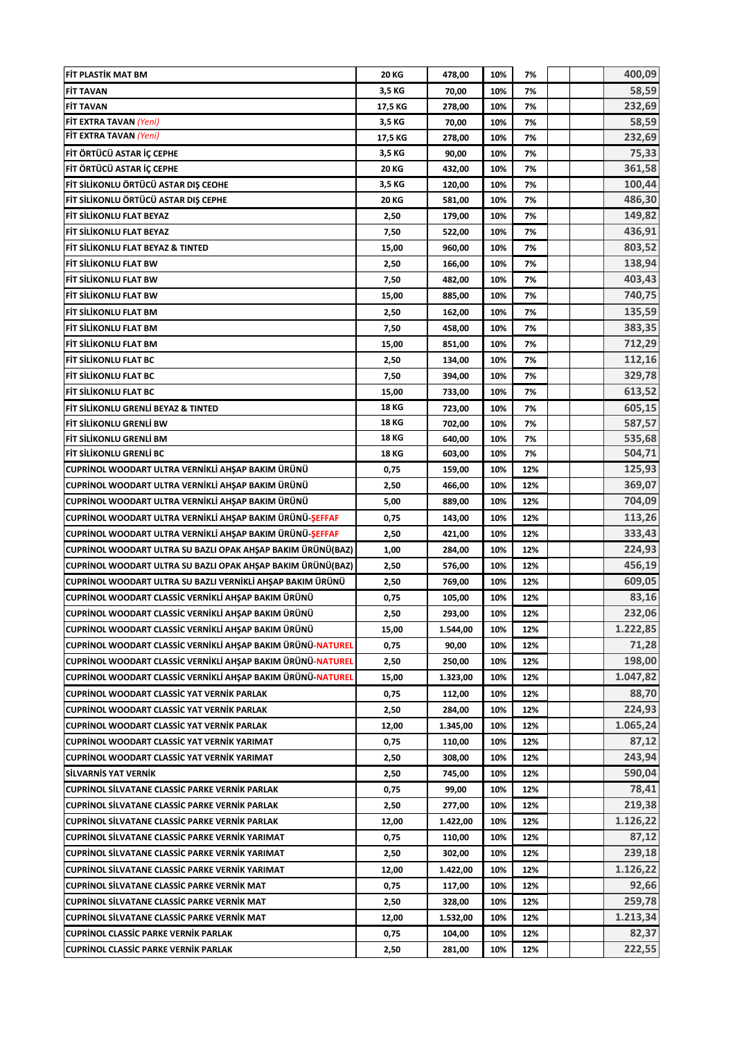| | | | | | | | |
|---|---|---|---|---|---|---|---|
| FİT PLASTİK MAT BM | 20 KG | 478,00 | 10% | 7% | | | 400,09 |
| FİT TAVAN | 3,5 KG | 70,00 | 10% | 7% | | | 58,59 |
| FİT TAVAN | 17,5 KG | 278,00 | 10% | 7% | | | 232,69 |
| FİT EXTRA TAVAN *(Yeni)* | 3,5 KG | 70,00 | 10% | 7% | | | 58,59 |
| FİT EXTRA TAVAN *(Yeni)* | 17,5 KG | 278,00 | 10% | 7% | | | 232,69 |
| FİT ÖRTÜCÜ ASTAR İÇ CEPHE | 3,5 KG | 90,00 | 10% | 7% | | | 75,33 |
| FİT ÖRTÜCÜ ASTAR İÇ CEPHE | 20 KG | 432,00 | 10% | 7% | | | 361,58 |
| FİT SİLİKONLU ÖRTÜCÜ ASTAR DIŞ CEOHE | 3,5 KG | 120,00 | 10% | 7% | | | 100,44 |
| FİT SİLİKONLU ÖRTÜCÜ ASTAR DIŞ CEPHE | 20 KG | 581,00 | 10% | 7% | | | 486,30 |
| FİT SİLİKONLU FLAT BEYAZ | 2,50 | 179,00 | 10% | 7% | | | 149,82 |
| FİT SİLİKONLU FLAT BEYAZ | 7,50 | 522,00 | 10% | 7% | | | 436,91 |
| FİT SİLİKONLU FLAT BEYAZ & TINTED | 15,00 | 960,00 | 10% | 7% | | | 803,52 |
| FİT SİLİKONLU FLAT BW | 2,50 | 166,00 | 10% | 7% | | | 138,94 |
| FİT SİLİKONLU FLAT BW | 7,50 | 482,00 | 10% | 7% | | | 403,43 |
| FİT SİLİKONLU FLAT BW | 15,00 | 885,00 | 10% | 7% | | | 740,75 |
| FİT SİLİKONLU FLAT BM | 2,50 | 162,00 | 10% | 7% | | | 135,59 |
| FİT SİLİKONLU FLAT BM | 7,50 | 458,00 | 10% | 7% | | | 383,35 |
| FİT SİLİKONLU FLAT BM | 15,00 | 851,00 | 10% | 7% | | | 712,29 |
| FİT SİLİKONLU FLAT BC | 2,50 | 134,00 | 10% | 7% | | | 112,16 |
| FİT SİLİKONLU FLAT BC | 7,50 | 394,00 | 10% | 7% | | | 329,78 |
| FİT SİLİKONLU FLAT BC | 15,00 | 733,00 | 10% | 7% | | | 613,52 |
| FİT SİLİKONLU GRENLİ BEYAZ & TINTED | 18 KG | 723,00 | 10% | 7% | | | 605,15 |
| FİT SİLİKONLU GRENLİ BW | 18 KG | 702,00 | 10% | 7% | | | 587,57 |
| FİT SİLİKONLU GRENLİ BM | 18 KG | 640,00 | 10% | 7% | | | 535,68 |
| FİT SİLİKONLU GRENLİ BC | 18 KG | 603,00 | 10% | 7% | | | 504,71 |
| CUPRİNOL WOODART ULTRA VERNİKLİ AHŞAP BAKIM ÜRÜNÜ | 0,75 | 159,00 | 10% | 12% | | | 125,93 |
| CUPRİNOL WOODART ULTRA VERNİKLİ AHŞAP BAKIM ÜRÜNÜ | 2,50 | 466,00 | 10% | 12% | | | 369,07 |
| CUPRİNOL WOODART ULTRA VERNİKLİ AHŞAP BAKIM ÜRÜNÜ | 5,00 | 889,00 | 10% | 12% | | | 704,09 |
| CUPRİNOL WOODART ULTRA VERNİKLİ AHŞAP BAKIM ÜRÜNÜ-ŞEFFAF | 0,75 | 143,00 | 10% | 12% | | | 113,26 |
| CUPRİNOL WOODART ULTRA VERNİKLİ AHŞAP BAKIM ÜRÜNÜ-ŞEFFAF | 2,50 | 421,00 | 10% | 12% | | | 333,43 |
| CUPRİNOL WOODART ULTRA SU BAZLI OPAK AHŞAP BAKIM ÜRÜNÜ(BAZ) | 1,00 | 284,00 | 10% | 12% | | | 224,93 |
| CUPRİNOL WOODART ULTRA SU BAZLI OPAK AHŞAP BAKIM ÜRÜNÜ(BAZ) | 2,50 | 576,00 | 10% | 12% | | | 456,19 |
| CUPRİNOL WOODART ULTRA SU BAZLI VERNİKLİ AHŞAP BAKIM ÜRÜNÜ | 2,50 | 769,00 | 10% | 12% | | | 609,05 |
| CUPRİNOL WOODART CLASSİC VERNİKLİ AHŞAP BAKIM ÜRÜNÜ | 0,75 | 105,00 | 10% | 12% | | | 83,16 |
| CUPRİNOL WOODART CLASSİC VERNİKLİ AHŞAP BAKIM ÜRÜNÜ | 2,50 | 293,00 | 10% | 12% | | | 232,06 |
| CUPRİNOL WOODART CLASSİC VERNİKLİ AHŞAP BAKIM ÜRÜNÜ | 15,00 | 1.544,00 | 10% | 12% | | | 1.222,85 |
| CUPRİNOL WOODART CLASSİC VERNİKLİ AHŞAP BAKIM ÜRÜNÜ-NATUREL | 0,75 | 90,00 | 10% | 12% | | | 71,28 |
| CUPRİNOL WOODART CLASSİC VERNİKLİ AHŞAP BAKIM ÜRÜNÜ-NATUREL | 2,50 | 250,00 | 10% | 12% | | | 198,00 |
| CUPRİNOL WOODART CLASSİC VERNİKLİ AHŞAP BAKIM ÜRÜNÜ-NATUREL | 15,00 | 1.323,00 | 10% | 12% | | | 1.047,82 |
| CUPRİNOL WOODART CLASSİC YAT VERNİK PARLAK | 0,75 | 112,00 | 10% | 12% | | | 88,70 |
| CUPRİNOL WOODART CLASSİC YAT VERNİK PARLAK | 2,50 | 284,00 | 10% | 12% | | | 224,93 |
| CUPRİNOL WOODART CLASSİC YAT VERNİK PARLAK | 12,00 | 1.345,00 | 10% | 12% | | | 1.065,24 |
| CUPRİNOL WOODART CLASSİC YAT VERNİK YARIMAT | 0,75 | 110,00 | 10% | 12% | | | 87,12 |
| CUPRİNOL WOODART CLASSİC YAT VERNİK YARIMAT | 2,50 | 308,00 | 10% | 12% | | | 243,94 |
| SİLVARNİS YAT VERNİK | 2,50 | 745,00 | 10% | 12% | | | 590,04 |
| CUPRİNOL SİLVATANE CLASSİC PARKE VERNİK PARLAK | 0,75 | 99,00 | 10% | 12% | | | 78,41 |
| CUPRİNOL SİLVATANE CLASSİC PARKE VERNİK PARLAK | 2,50 | 277,00 | 10% | 12% | | | 219,38 |
| CUPRİNOL SİLVATANE CLASSİC PARKE VERNİK PARLAK | 12,00 | 1.422,00 | 10% | 12% | | | 1.126,22 |
| CUPRİNOL SİLVATANE CLASSİC PARKE VERNİK YARIMAT | 0,75 | 110,00 | 10% | 12% | | | 87,12 |
| CUPRİNOL SİLVATANE CLASSİC PARKE VERNİK YARIMAT | 2,50 | 302,00 | 10% | 12% | | | 239,18 |
| CUPRİNOL SİLVATANE CLASSİC PARKE VERNİK YARIMAT | 12,00 | 1.422,00 | 10% | 12% | | | 1.126,22 |
| CUPRİNOL SİLVATANE CLASSİC PARKE VERNİK MAT | 0,75 | 117,00 | 10% | 12% | | | 92,66 |
| CUPRİNOL SİLVATANE CLASSİC PARKE VERNİK MAT | 2,50 | 328,00 | 10% | 12% | | | 259,78 |
| CUPRİNOL SİLVATANE CLASSİC PARKE VERNİK MAT | 12,00 | 1.532,00 | 10% | 12% | | | 1.213,34 |
| CUPRİNOL CLASSİC PARKE VERNİK PARLAK | 0,75 | 104,00 | 10% | 12% | | | 82,37 |
| CUPRİNOL CLASSİC PARKE VERNİK PARLAK | 2,50 | 281,00 | 10% | 12% | | | 222,55 |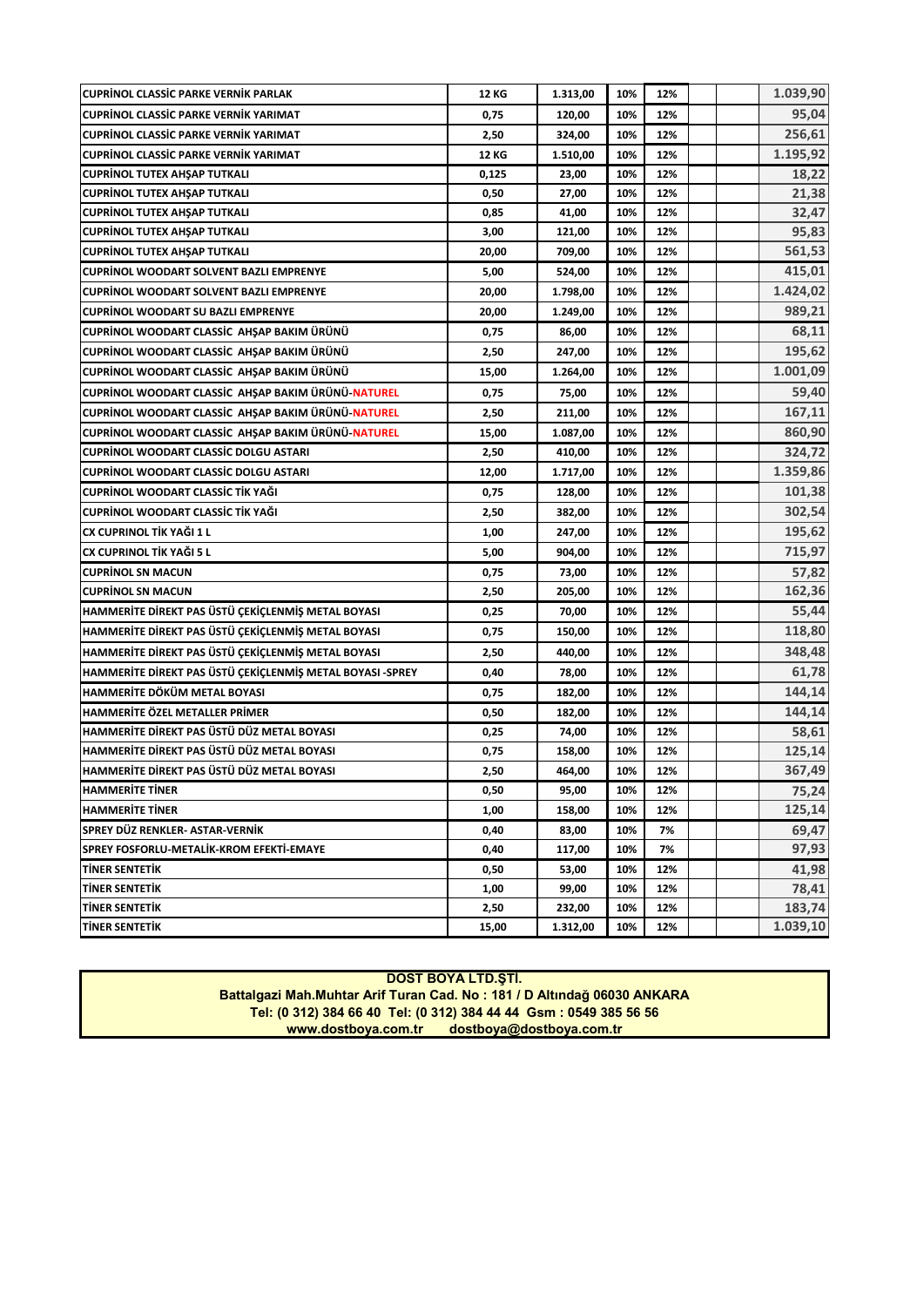| | | | | | | | |
|---|---|---|---|---|---|---|---|
| CUPRİNOL CLASSİC PARKE VERNİK PARLAK | 12 KG | 1.313,00 | 10% | 12% | | | 1.039,90 |
| CUPRİNOL CLASSİC PARKE VERNİK YARIMAT | 0,75 | 120,00 | 10% | 12% | | | 95,04 |
| CUPRİNOL CLASSİC PARKE VERNİK YARIMAT | 2,50 | 324,00 | 10% | 12% | | | 256,61 |
| CUPRİNOL CLASSİC PARKE VERNİK YARIMAT | 12 KG | 1.510,00 | 10% | 12% | | | 1.195,92 |
| CUPRİNOL TUTEX AHŞAP TUTKALI | 0,125 | 23,00 | 10% | 12% | | | 18,22 |
| CUPRİNOL TUTEX AHŞAP TUTKALI | 0,50 | 27,00 | 10% | 12% | | | 21,38 |
| CUPRİNOL TUTEX AHŞAP TUTKALI | 0,85 | 41,00 | 10% | 12% | | | 32,47 |
| CUPRİNOL TUTEX AHŞAP TUTKALI | 3,00 | 121,00 | 10% | 12% | | | 95,83 |
| CUPRİNOL TUTEX AHŞAP TUTKALI | 20,00 | 709,00 | 10% | 12% | | | 561,53 |
| CUPRİNOL WOODART SOLVENT BAZLI EMPRENYE | 5,00 | 524,00 | 10% | 12% | | | 415,01 |
| CUPRİNOL WOODART SOLVENT BAZLI EMPRENYE | 20,00 | 1.798,00 | 10% | 12% | | | 1.424,02 |
| CUPRİNOL WOODART SU BAZLI EMPRENYE | 20,00 | 1.249,00 | 10% | 12% | | | 989,21 |
| CUPRİNOL WOODART CLASSİC AHŞAP BAKIM ÜRÜNÜ | 0,75 | 86,00 | 10% | 12% | | | 68,11 |
| CUPRİNOL WOODART CLASSİC AHŞAP BAKIM ÜRÜNÜ | 2,50 | 247,00 | 10% | 12% | | | 195,62 |
| CUPRİNOL WOODART CLASSİC AHŞAP BAKIM ÜRÜNÜ | 15,00 | 1.264,00 | 10% | 12% | | | 1.001,09 |
| CUPRİNOL WOODART CLASSİC AHŞAP BAKIM ÜRÜNÜ-NATUREL | 0,75 | 75,00 | 10% | 12% | | | 59,40 |
| CUPRİNOL WOODART CLASSİC AHŞAP BAKIM ÜRÜNÜ-NATUREL | 2,50 | 211,00 | 10% | 12% | | | 167,11 |
| CUPRİNOL WOODART CLASSİC AHŞAP BAKIM ÜRÜNÜ-NATUREL | 15,00 | 1.087,00 | 10% | 12% | | | 860,90 |
| CUPRİNOL WOODART CLASSİC DOLGU ASTARI | 2,50 | 410,00 | 10% | 12% | | | 324,72 |
| CUPRİNOL WOODART CLASSİC DOLGU ASTARI | 12,00 | 1.717,00 | 10% | 12% | | | 1.359,86 |
| CUPRİNOL WOODART CLASSİC TİK YAĞI | 0,75 | 128,00 | 10% | 12% | | | 101,38 |
| CUPRİNOL WOODART CLASSİC TİK YAĞI | 2,50 | 382,00 | 10% | 12% | | | 302,54 |
| CX CUPRINOL TİK YAĞI 1 L | 1,00 | 247,00 | 10% | 12% | | | 195,62 |
| CX CUPRINOL TİK YAĞI 5 L | 5,00 | 904,00 | 10% | 12% | | | 715,97 |
| CUPRİNOL SN MACUN | 0,75 | 73,00 | 10% | 12% | | | 57,82 |
| CUPRİNOL SN MACUN | 2,50 | 205,00 | 10% | 12% | | | 162,36 |
| HAMMERİTE DİREKT PAS ÜSTÜ ÇEKİÇLENMİŞ METAL BOYASI | 0,25 | 70,00 | 10% | 12% | | | 55,44 |
| HAMMERİTE DİREKT PAS ÜSTÜ ÇEKİÇLENMİŞ METAL BOYASI | 0,75 | 150,00 | 10% | 12% | | | 118,80 |
| HAMMERİTE DİREKT PAS ÜSTÜ ÇEKİÇLENMİŞ METAL BOYASI | 2,50 | 440,00 | 10% | 12% | | | 348,48 |
| HAMMERİTE DİREKT PAS ÜSTÜ ÇEKİÇLENMİŞ METAL BOYASI -SPREY | 0,40 | 78,00 | 10% | 12% | | | 61,78 |
| HAMMERİTE DÖKÜM METAL BOYASI | 0,75 | 182,00 | 10% | 12% | | | 144,14 |
| HAMMERİTE ÖZEL METALLER PRİMER | 0,50 | 182,00 | 10% | 12% | | | 144,14 |
| HAMMERİTE DİREKT PAS ÜSTÜ DÜZ METAL BOYASI | 0,25 | 74,00 | 10% | 12% | | | 58,61 |
| HAMMERİTE DİREKT PAS ÜSTÜ DÜZ METAL BOYASI | 0,75 | 158,00 | 10% | 12% | | | 125,14 |
| HAMMERİTE DİREKT PAS ÜSTÜ DÜZ METAL BOYASI | 2,50 | 464,00 | 10% | 12% | | | 367,49 |
| HAMMERİTE TİNER | 0,50 | 95,00 | 10% | 12% | | | 75,24 |
| HAMMERİTE TİNER | 1,00 | 158,00 | 10% | 12% | | | 125,14 |
| SPREY DÜZ RENKLER- ASTAR-VERNİK | 0,40 | 83,00 | 10% | 7% | | | 69,47 |
| SPREY FOSFORLU-METALİK-KROM EFEKTİ-EMAYE | 0,40 | 117,00 | 10% | 7% | | | 97,93 |
| TİNER SENTETİK | 0,50 | 53,00 | 10% | 12% | | | 41,98 |
| TİNER SENTETİK | 1,00 | 99,00 | 10% | 12% | | | 78,41 |
| TİNER SENTETİK | 2,50 | 232,00 | 10% | 12% | | | 183,74 |
| TİNER SENTETİK | 15,00 | 1.312,00 | 10% | 12% | | | 1.039,10 |

**DOST BOYA LTD.ŞTİ.**
**Battalgazi Mah.Muhtar Arif Turan Cad. No : 181 / D Altındağ 06030 ANKARA**
**Tel: (0 312) 384 66 40 Tel: (0 312) 384 44 44 Gsm : 0549 385 56 56**
**www.dostboya.com.tr dostboya@dostboya.com.tr**